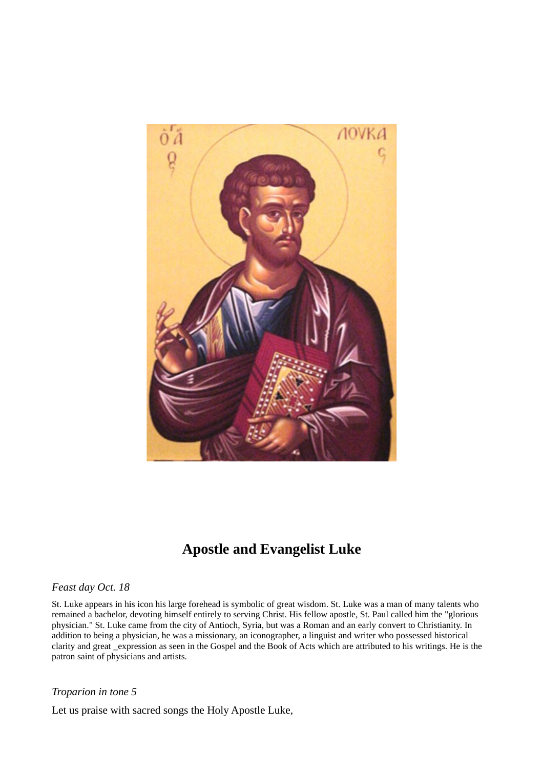# Apostle and Evangelist Luke

*Feast day Oct. 18*

St. Luke appears in his icon his large forehead is symbolic of great wisdom. St. Luke was a man of many talents who remained a bachelor, devoting himself entirely to serving Christ. His fellow apostle, St. Paul called him the "glorious physician." St. Luke came from the city of Antioch, Syria, but was a Roman and an early convert to Christianity. In addition to being a physician, he was a missionary, an iconographer, a linguist and writer who possessed historical clarity and great _expression as seen in the Gospel and the Book of Acts which are attributed to his writings. He is the patron saint of physicians and artists.

*Troparion in tone 5*

Let us praise with sacred songs the Holy Apostle Luke,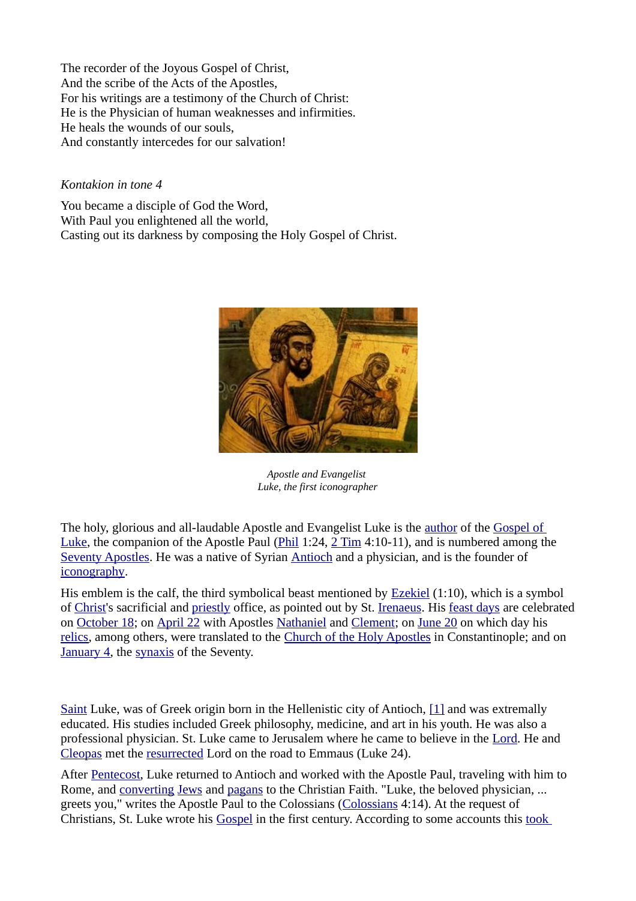The recorder of the Joyous Gospel of Christ,
And the scribe of the Acts of the Apostles,
For his writings are a testimony of the Church of Christ:
He is the Physician of human weaknesses and infirmities.
He heals the wounds of our souls,
And constantly intercedes for our salvation!

*Kontakion in tone 4*

You became a disciple of God the Word,
With Paul you enlightened all the world,
Casting out its darkness by composing the Holy Gospel of Christ.

*Apostle and Evangelist Luke, the first iconographer*

The holy, glorious and all-laudable Apostle and Evangelist Luke is the author of the Gospel of Luke, the companion of the Apostle Paul (Phil 1:24, 2 Tim 4:10-11), and is numbered among the Seventy Apostles. He was a native of Syrian Antioch and a physician, and is the founder of iconography.

His emblem is the calf, the third symbolical beast mentioned by Ezekiel (1:10), which is a symbol of Christ's sacrificial and priestly office, as pointed out by St. Irenaeus. His feast days are celebrated on October 18; on April 22 with Apostles Nathaniel and Clement; on June 20 on which day his relics, among others, were translated to the Church of the Holy Apostles in Constantinople; and on January 4, the synaxis of the Seventy.

Saint Luke, was of Greek origin born in the Hellenistic city of Antioch, [1] and was extremally educated. His studies included Greek philosophy, medicine, and art in his youth. He was also a professional physician. St. Luke came to Jerusalem where he came to believe in the Lord. He and Cleopas met the resurrected Lord on the road to Emmaus (Luke 24).

After Pentecost, Luke returned to Antioch and worked with the Apostle Paul, traveling with him to Rome, and converting Jews and pagans to the Christian Faith. "Luke, the beloved physician, ... greets you," writes the Apostle Paul to the Colossians (Colossians 4:14). At the request of Christians, St. Luke wrote his Gospel in the first century. According to some accounts this took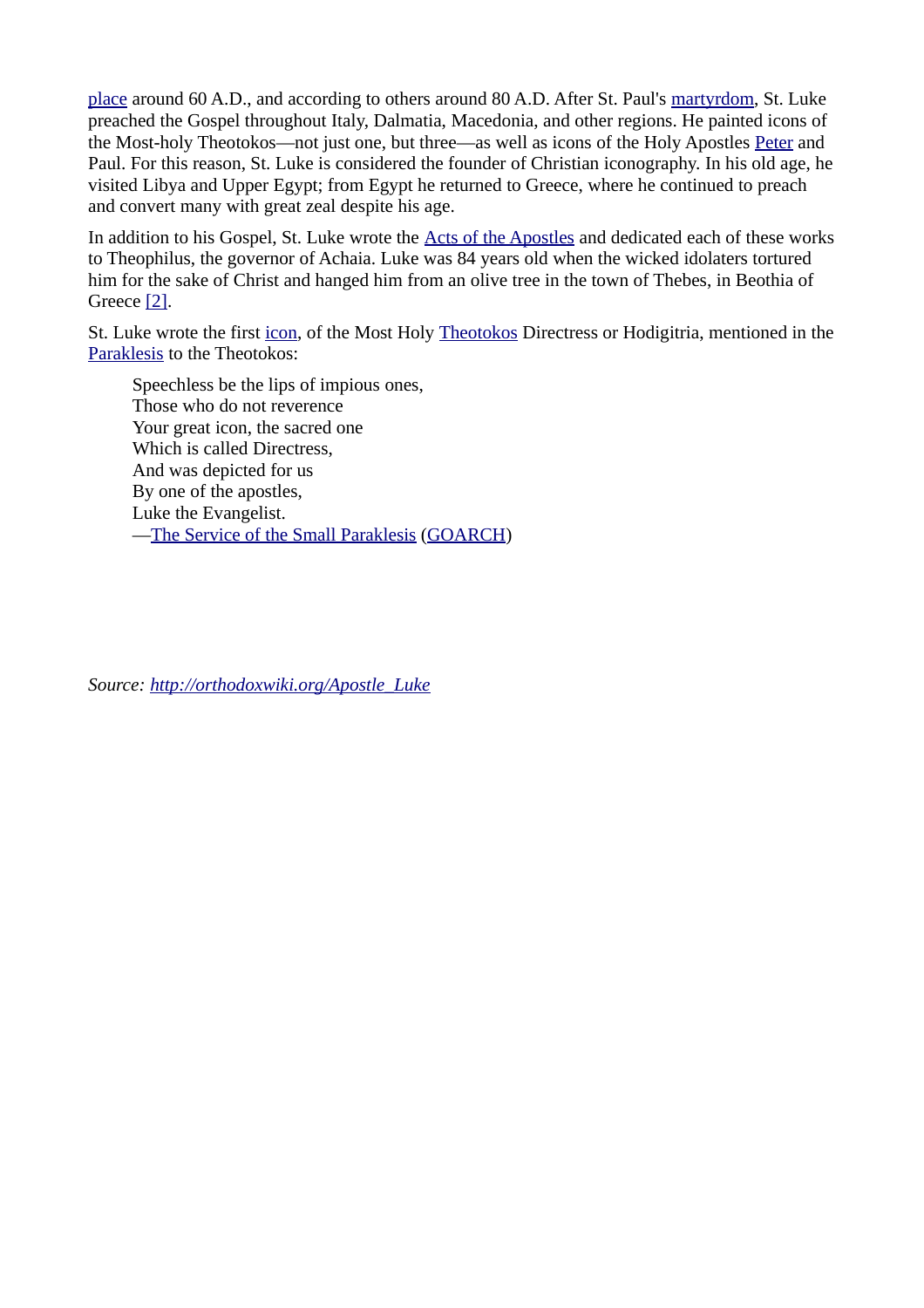place around 60 A.D., and according to others around 80 A.D. After St. Paul's martyrdom, St. Luke preached the Gospel throughout Italy, Dalmatia, Macedonia, and other regions. He painted icons of the Most-holy Theotokos—not just one, but three—as well as icons of the Holy Apostles Peter and Paul. For this reason, St. Luke is considered the founder of Christian iconography. In his old age, he visited Libya and Upper Egypt; from Egypt he returned to Greece, where he continued to preach and convert many with great zeal despite his age.

In addition to his Gospel, St. Luke wrote the Acts of the Apostles and dedicated each of these works to Theophilus, the governor of Achaia. Luke was 84 years old when the wicked idolaters tortured him for the sake of Christ and hanged him from an olive tree in the town of Thebes, in Beothia of Greece [2].

St. Luke wrote the first icon, of the Most Holy Theotokos Directress or Hodigitria, mentioned in the Paraklesis to the Theotokos:

> Speechless be the lips of impious ones,
> Those who do not reverence
> Your great icon, the sacred one
> Which is called Directress,
> And was depicted for us
> By one of the apostles,
> Luke the Evangelist.
> —The Service of the Small Paraklesis (GOARCH)

*Source: http://orthodoxwiki.org/Apostle_Luke*